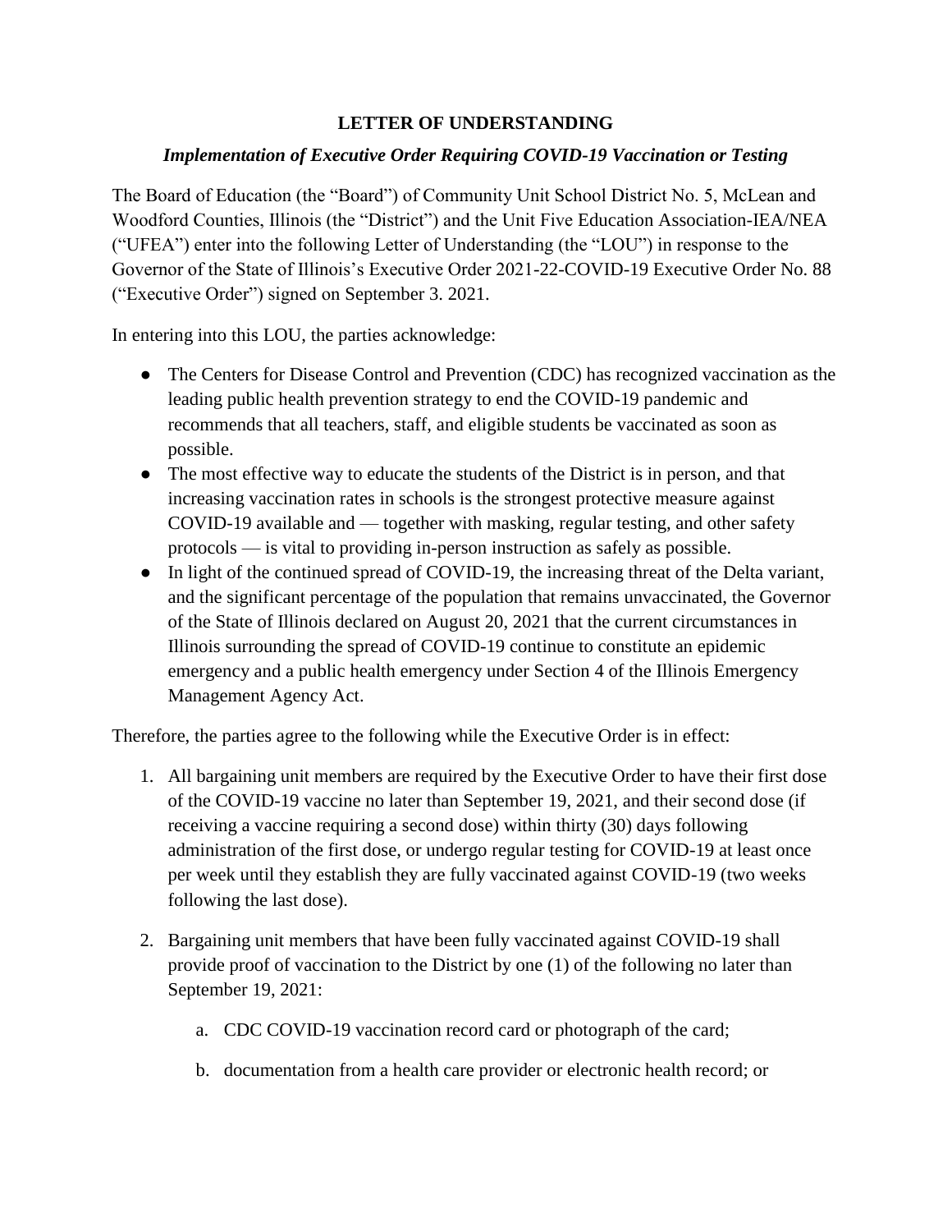**LETTER OF UNDERSTANDING**

***Implementation of Executive Order Requiring COVID-19 Vaccination or Testing***

The Board of Education (the "Board") of Community Unit School District No. 5, McLean and Woodford Counties, Illinois (the "District") and the Unit Five Education Association-IEA/NEA ("UFEA") enter into the following Letter of Understanding (the "LOU") in response to the Governor of the State of Illinois's Executive Order 2021-22-COVID-19 Executive Order No. 88 ("Executive Order") signed on September 3. 2021.

In entering into this LOU, the parties acknowledge:

- The Centers for Disease Control and Prevention (CDC) has recognized vaccination as the leading public health prevention strategy to end the COVID-19 pandemic and recommends that all teachers, staff, and eligible students be vaccinated as soon as possible.
- The most effective way to educate the students of the District is in person, and that increasing vaccination rates in schools is the strongest protective measure against COVID-19 available and — together with masking, regular testing, and other safety protocols — is vital to providing in-person instruction as safely as possible.
- In light of the continued spread of COVID-19, the increasing threat of the Delta variant, and the significant percentage of the population that remains unvaccinated, the Governor of the State of Illinois declared on August 20, 2021 that the current circumstances in Illinois surrounding the spread of COVID-19 continue to constitute an epidemic emergency and a public health emergency under Section 4 of the Illinois Emergency Management Agency Act.

Therefore, the parties agree to the following while the Executive Order is in effect:

1. All bargaining unit members are required by the Executive Order to have their first dose of the COVID-19 vaccine no later than September 19, 2021, and their second dose (if receiving a vaccine requiring a second dose) within thirty (30) days following administration of the first dose, or undergo regular testing for COVID-19 at least once per week until they establish they are fully vaccinated against COVID-19 (two weeks following the last dose).

2. Bargaining unit members that have been fully vaccinated against COVID-19 shall provide proof of vaccination to the District by one (1) of the following no later than September 19, 2021:

    a. CDC COVID-19 vaccination record card or photograph of the card;

    b. documentation from a health care provider or electronic health record; or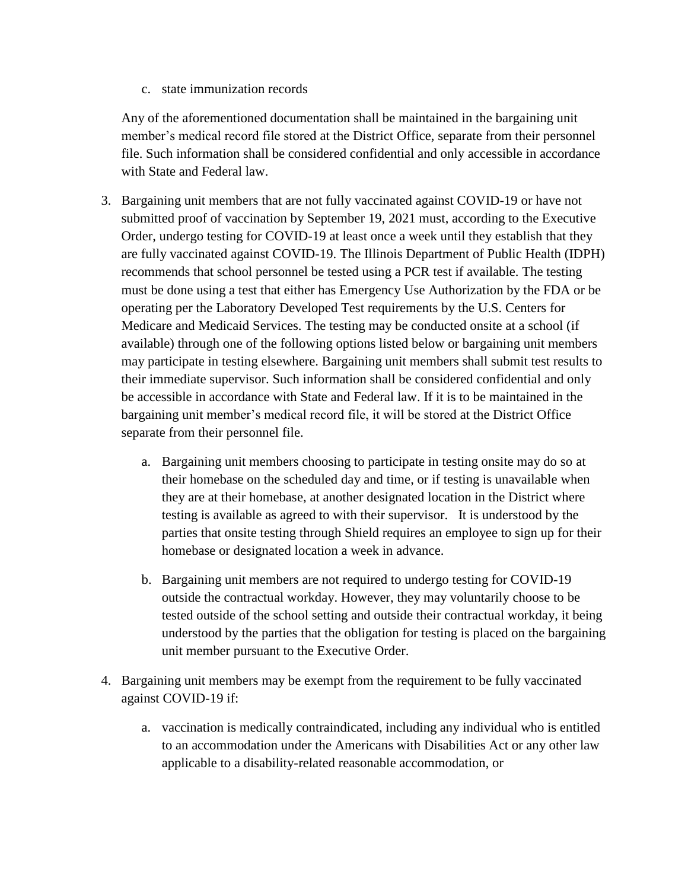c. state immunization records

Any of the aforementioned documentation shall be maintained in the bargaining unit member's medical record file stored at the District Office, separate from their personnel file. Such information shall be considered confidential and only accessible in accordance with State and Federal law.

3. Bargaining unit members that are not fully vaccinated against COVID-19 or have not submitted proof of vaccination by September 19, 2021 must, according to the Executive Order, undergo testing for COVID-19 at least once a week until they establish that they are fully vaccinated against COVID-19. The Illinois Department of Public Health (IDPH) recommends that school personnel be tested using a PCR test if available. The testing must be done using a test that either has Emergency Use Authorization by the FDA or be operating per the Laboratory Developed Test requirements by the U.S. Centers for Medicare and Medicaid Services. The testing may be conducted onsite at a school (if available) through one of the following options listed below or bargaining unit members may participate in testing elsewhere. Bargaining unit members shall submit test results to their immediate supervisor. Such information shall be considered confidential and only be accessible in accordance with State and Federal law. If it is to be maintained in the bargaining unit member's medical record file, it will be stored at the District Office separate from their personnel file.

    a. Bargaining unit members choosing to participate in testing onsite may do so at their homebase on the scheduled day and time, or if testing is unavailable when they are at their homebase, at another designated location in the District where testing is available as agreed to with their supervisor. It is understood by the parties that onsite testing through Shield requires an employee to sign up for their homebase or designated location a week in advance.

    b. Bargaining unit members are not required to undergo testing for COVID-19 outside the contractual workday. However, they may voluntarily choose to be tested outside of the school setting and outside their contractual workday, it being understood by the parties that the obligation for testing is placed on the bargaining unit member pursuant to the Executive Order.

4. Bargaining unit members may be exempt from the requirement to be fully vaccinated against COVID-19 if:

    a. vaccination is medically contraindicated, including any individual who is entitled to an accommodation under the Americans with Disabilities Act or any other law applicable to a disability-related reasonable accommodation, or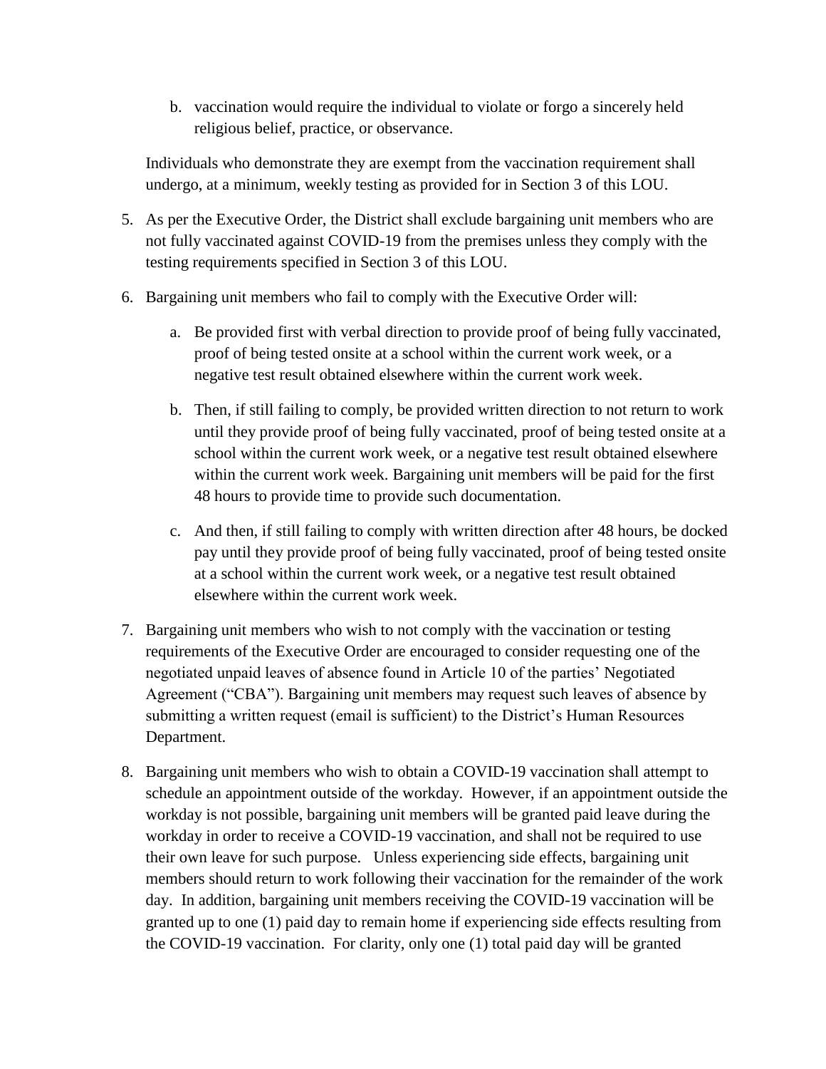b. vaccination would require the individual to violate or forgo a sincerely held religious belief, practice, or observance.

Individuals who demonstrate they are exempt from the vaccination requirement shall undergo, at a minimum, weekly testing as provided for in Section 3 of this LOU.

5. As per the Executive Order, the District shall exclude bargaining unit members who are not fully vaccinated against COVID-19 from the premises unless they comply with the testing requirements specified in Section 3 of this LOU.

6. Bargaining unit members who fail to comply with the Executive Order will:

   a. Be provided first with verbal direction to provide proof of being fully vaccinated, proof of being tested onsite at a school within the current work week, or a negative test result obtained elsewhere within the current work week.

   b. Then, if still failing to comply, be provided written direction to not return to work until they provide proof of being fully vaccinated, proof of being tested onsite at a school within the current work week, or a negative test result obtained elsewhere within the current work week. Bargaining unit members will be paid for the first 48 hours to provide time to provide such documentation.

   c. And then, if still failing to comply with written direction after 48 hours, be docked pay until they provide proof of being fully vaccinated, proof of being tested onsite at a school within the current work week, or a negative test result obtained elsewhere within the current work week.

7. Bargaining unit members who wish to not comply with the vaccination or testing requirements of the Executive Order are encouraged to consider requesting one of the negotiated unpaid leaves of absence found in Article 10 of the parties' Negotiated Agreement ("CBA"). Bargaining unit members may request such leaves of absence by submitting a written request (email is sufficient) to the District's Human Resources Department.

8. Bargaining unit members who wish to obtain a COVID-19 vaccination shall attempt to schedule an appointment outside of the workday. However, if an appointment outside the workday is not possible, bargaining unit members will be granted paid leave during the workday in order to receive a COVID-19 vaccination, and shall not be required to use their own leave for such purpose. Unless experiencing side effects, bargaining unit members should return to work following their vaccination for the remainder of the work day. In addition, bargaining unit members receiving the COVID-19 vaccination will be granted up to one (1) paid day to remain home if experiencing side effects resulting from the COVID-19 vaccination. For clarity, only one (1) total paid day will be granted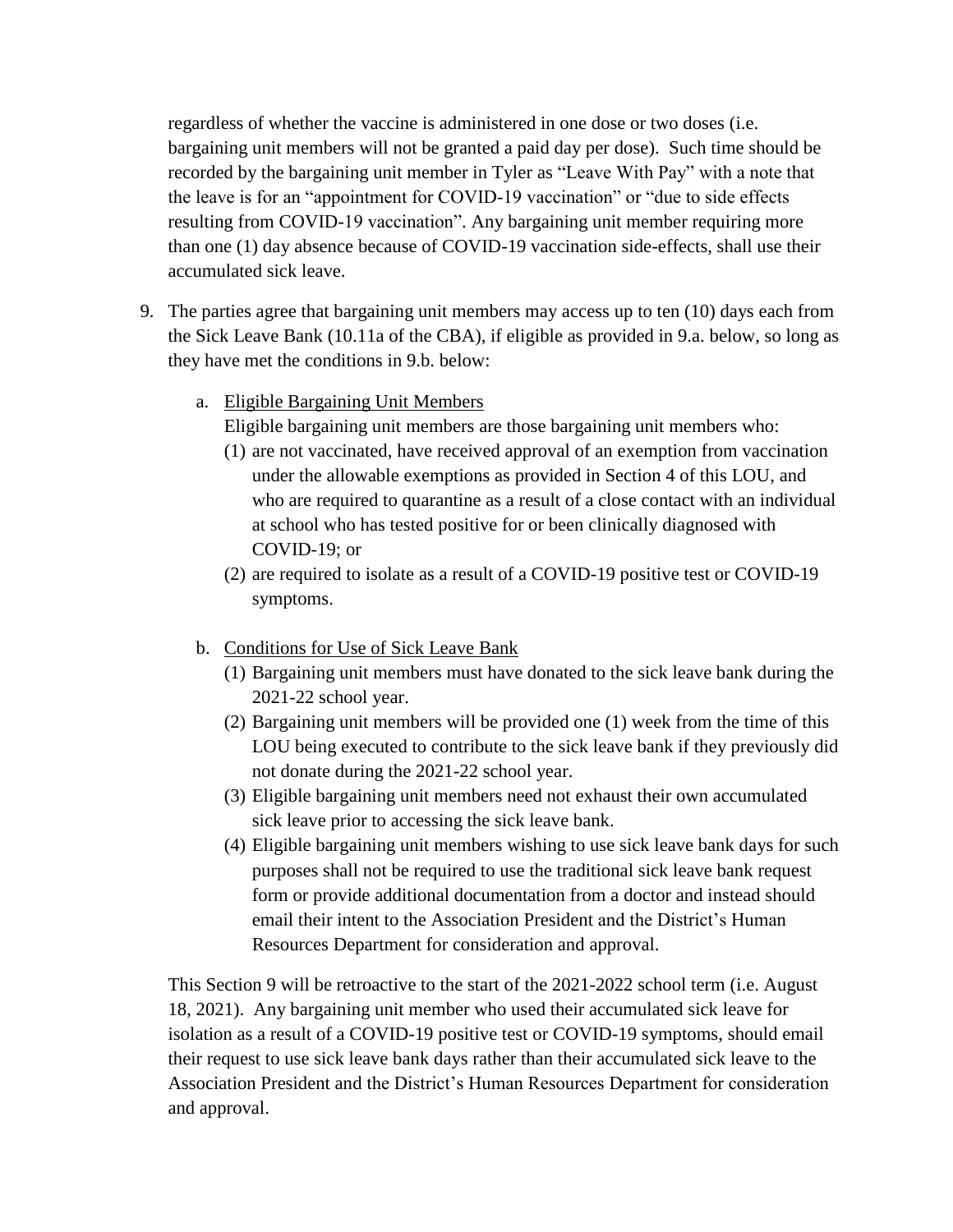regardless of whether the vaccine is administered in one dose or two doses (i.e. bargaining unit members will not be granted a paid day per dose). Such time should be recorded by the bargaining unit member in Tyler as "Leave With Pay" with a note that the leave is for an "appointment for COVID-19 vaccination" or "due to side effects resulting from COVID-19 vaccination". Any bargaining unit member requiring more than one (1) day absence because of COVID-19 vaccination side-effects, shall use their accumulated sick leave.

9. The parties agree that bargaining unit members may access up to ten (10) days each from the Sick Leave Bank (10.11a of the CBA), if eligible as provided in 9.a. below, so long as they have met the conditions in 9.b. below:

   a. <u>Eligible Bargaining Unit Members</u>

      Eligible bargaining unit members are those bargaining unit members who:

      (1) are not vaccinated, have received approval of an exemption from vaccination under the allowable exemptions as provided in Section 4 of this LOU, and who are required to quarantine as a result of a close contact with an individual at school who has tested positive for or been clinically diagnosed with COVID-19; or

      (2) are required to isolate as a result of a COVID-19 positive test or COVID-19 symptoms.

   b. <u>Conditions for Use of Sick Leave Bank</u>

      (1) Bargaining unit members must have donated to the sick leave bank during the 2021-22 school year.

      (2) Bargaining unit members will be provided one (1) week from the time of this LOU being executed to contribute to the sick leave bank if they previously did not donate during the 2021-22 school year.

      (3) Eligible bargaining unit members need not exhaust their own accumulated sick leave prior to accessing the sick leave bank.

      (4) Eligible bargaining unit members wishing to use sick leave bank days for such purposes shall not be required to use the traditional sick leave bank request form or provide additional documentation from a doctor and instead should email their intent to the Association President and the District's Human Resources Department for consideration and approval.

This Section 9 will be retroactive to the start of the 2021-2022 school term (i.e. August 18, 2021). Any bargaining unit member who used their accumulated sick leave for isolation as a result of a COVID-19 positive test or COVID-19 symptoms, should email their request to use sick leave bank days rather than their accumulated sick leave to the Association President and the District's Human Resources Department for consideration and approval.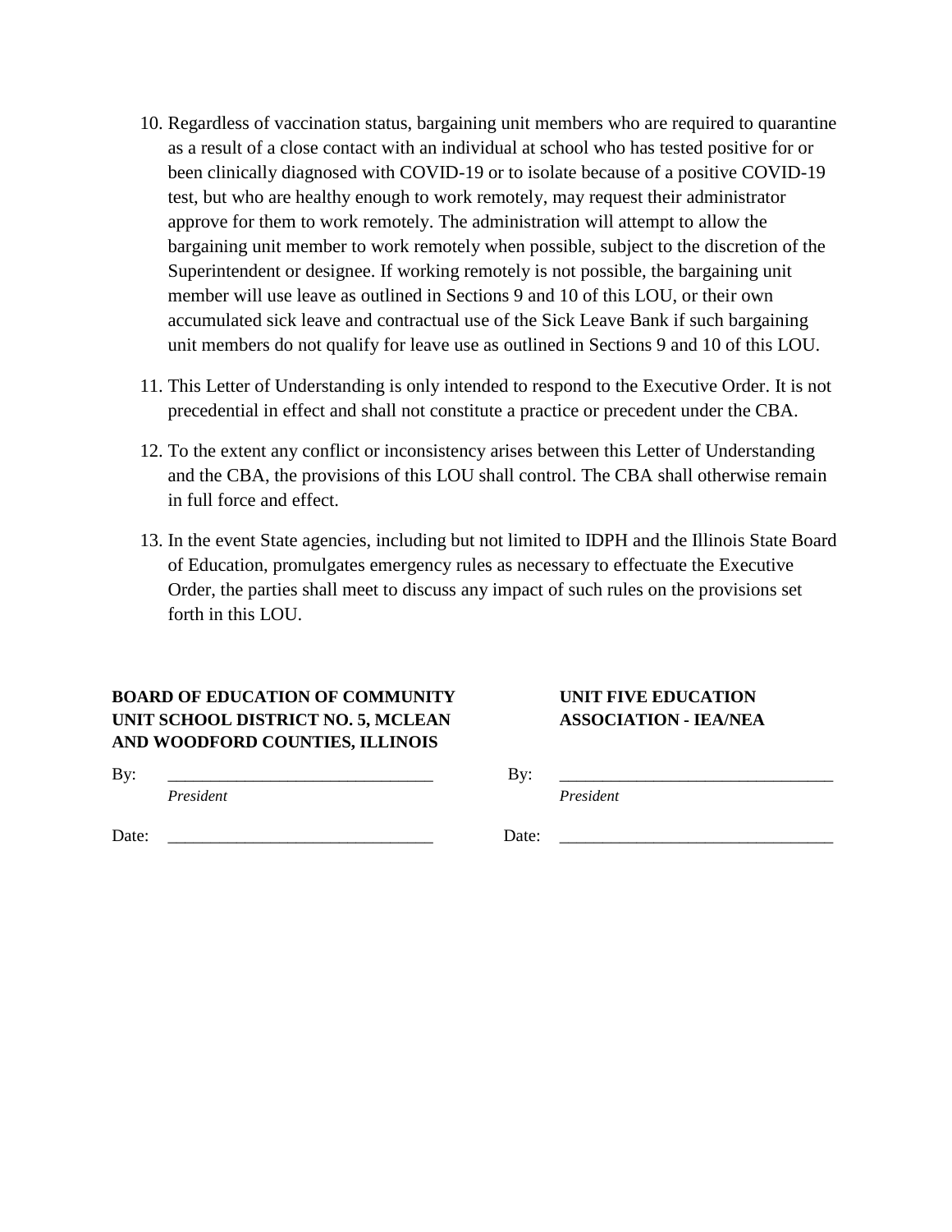10. Regardless of vaccination status, bargaining unit members who are required to quarantine as a result of a close contact with an individual at school who has tested positive for or been clinically diagnosed with COVID-19 or to isolate because of a positive COVID-19 test, but who are healthy enough to work remotely, may request their administrator approve for them to work remotely. The administration will attempt to allow the bargaining unit member to work remotely when possible, subject to the discretion of the Superintendent or designee. If working remotely is not possible, the bargaining unit member will use leave as outlined in Sections 9 and 10 of this LOU, or their own accumulated sick leave and contractual use of the Sick Leave Bank if such bargaining unit members do not qualify for leave use as outlined in Sections 9 and 10 of this LOU.

11. This Letter of Understanding is only intended to respond to the Executive Order. It is not precedential in effect and shall not constitute a practice or precedent under the CBA.

12. To the extent any conflict or inconsistency arises between this Letter of Understanding and the CBA, the provisions of this LOU shall control. The CBA shall otherwise remain in full force and effect.

13. In the event State agencies, including but not limited to IDPH and the Illinois State Board of Education, promulgates emergency rules as necessary to effectuate the Executive Order, the parties shall meet to discuss any impact of such rules on the provisions set forth in this LOU.

**BOARD OF EDUCATION OF COMMUNITY UNIT SCHOOL DISTRICT NO. 5, MCLEAN AND WOODFORD COUNTIES, ILLINOIS**

By: _______________________________
*President*

Date: _______________________________

**UNIT FIVE EDUCATION ASSOCIATION - IEA/NEA**

By: _______________________________
*President*

Date: _______________________________